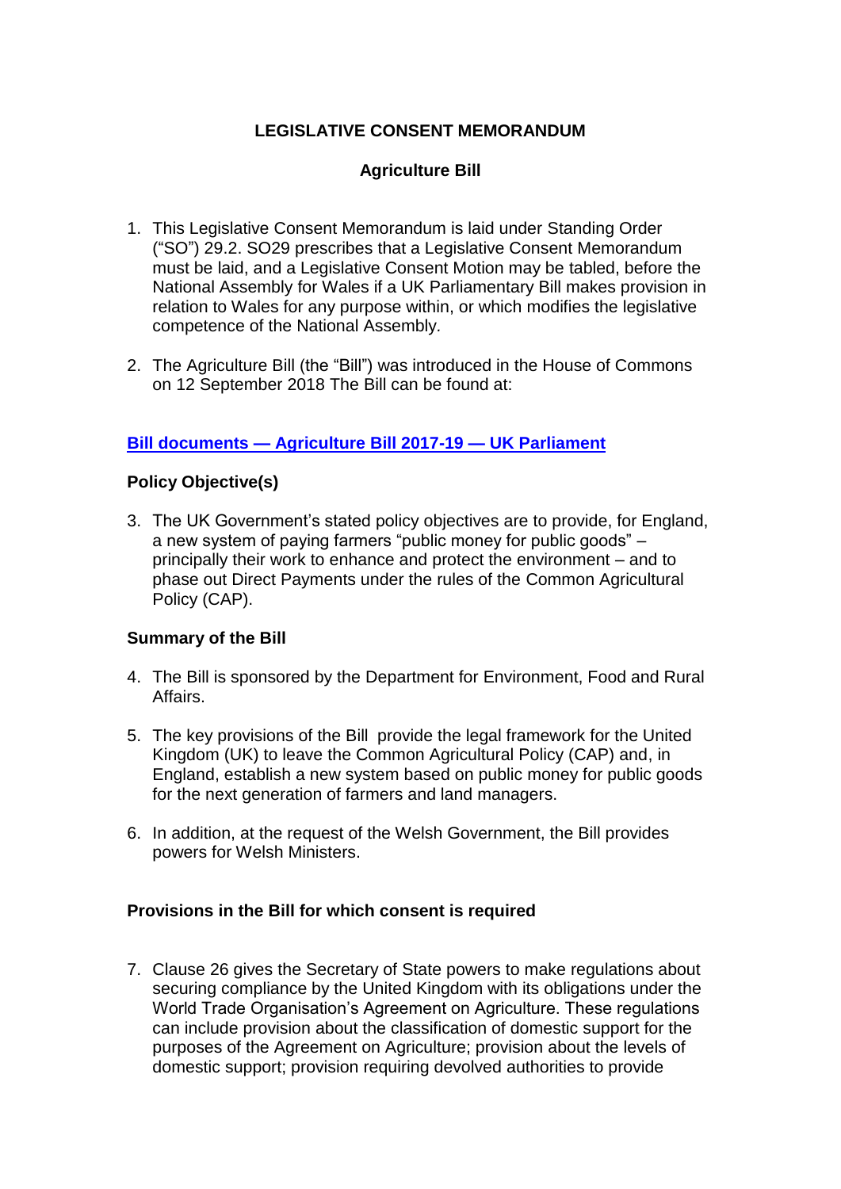# LEGISLATIVE CONSENT MEMORANDUM

## Agriculture Bill

1. This Legislative Consent Memorandum is laid under Standing Order ("SO") 29.2. SO29 prescribes that a Legislative Consent Memorandum must be laid, and a Legislative Consent Motion may be tabled, before the National Assembly for Wales if a UK Parliamentary Bill makes provision in relation to Wales for any purpose within, or which modifies the legislative competence of the National Assembly.

2. The Agriculture Bill (the "Bill") was introduced in the House of Commons on 12 September 2018 The Bill can be found at:

**Bill documents — Agriculture Bill 2017-19 — UK Parliament**

### Policy Objective(s)

3. The UK Government's stated policy objectives are to provide, for England, a new system of paying farmers "public money for public goods" – principally their work to enhance and protect the environment – and to phase out Direct Payments under the rules of the Common Agricultural Policy (CAP).

### Summary of the Bill

4. The Bill is sponsored by the Department for Environment, Food and Rural Affairs.

5. The key provisions of the Bill provide the legal framework for the United Kingdom (UK) to leave the Common Agricultural Policy (CAP) and, in England, establish a new system based on public money for public goods for the next generation of farmers and land managers.

6. In addition, at the request of the Welsh Government, the Bill provides powers for Welsh Ministers.

### Provisions in the Bill for which consent is required

7. Clause 26 gives the Secretary of State powers to make regulations about securing compliance by the United Kingdom with its obligations under the World Trade Organisation's Agreement on Agriculture. These regulations can include provision about the classification of domestic support for the purposes of the Agreement on Agriculture; provision about the levels of domestic support; provision requiring devolved authorities to provide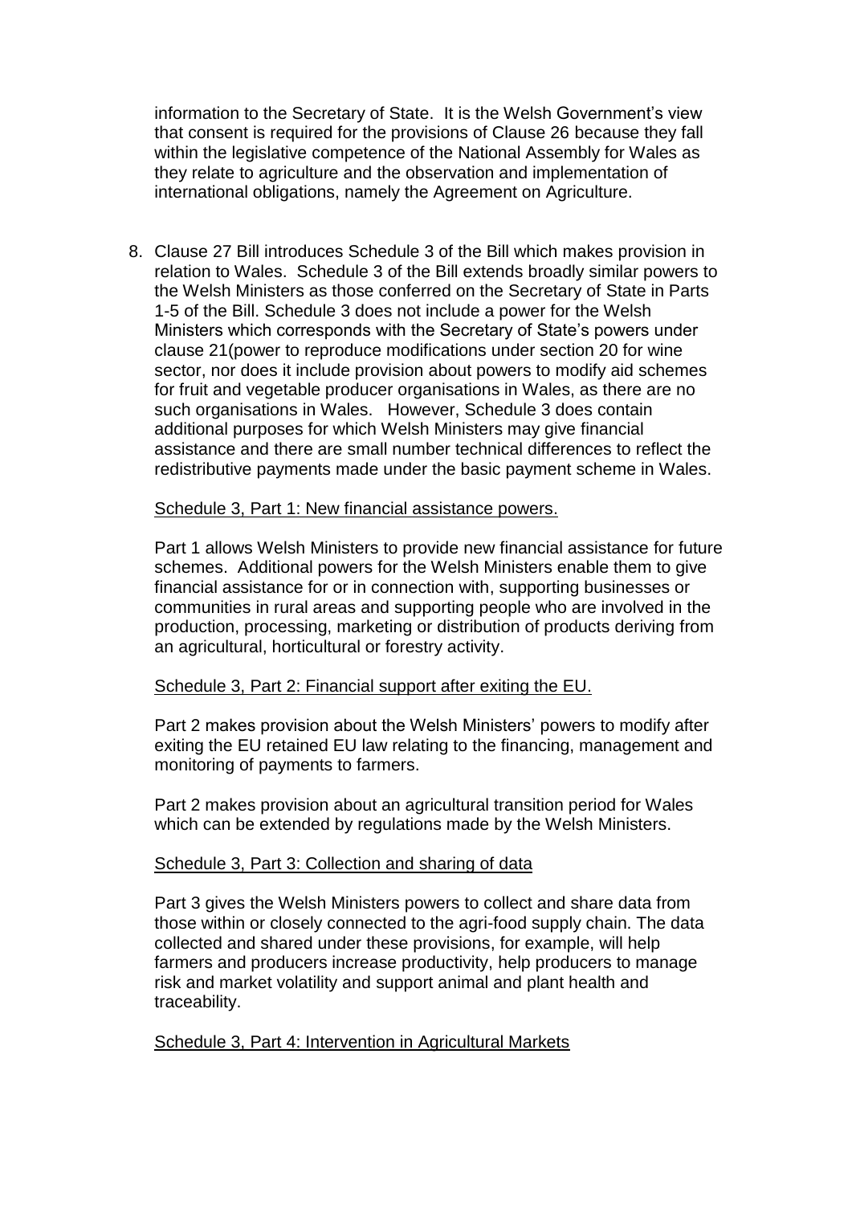information to the Secretary of State. It is the Welsh Government's view that consent is required for the provisions of Clause 26 because they fall within the legislative competence of the National Assembly for Wales as they relate to agriculture and the observation and implementation of international obligations, namely the Agreement on Agriculture.

8. Clause 27 Bill introduces Schedule 3 of the Bill which makes provision in relation to Wales. Schedule 3 of the Bill extends broadly similar powers to the Welsh Ministers as those conferred on the Secretary of State in Parts 1-5 of the Bill. Schedule 3 does not include a power for the Welsh Ministers which corresponds with the Secretary of State's powers under clause 21(power to reproduce modifications under section 20 for wine sector, nor does it include provision about powers to modify aid schemes for fruit and vegetable producer organisations in Wales, as there are no such organisations in Wales. However, Schedule 3 does contain additional purposes for which Welsh Ministers may give financial assistance and there are small number technical differences to reflect the redistributive payments made under the basic payment scheme in Wales.

   Schedule 3, Part 1: New financial assistance powers.

   Part 1 allows Welsh Ministers to provide new financial assistance for future schemes. Additional powers for the Welsh Ministers enable them to give financial assistance for or in connection with, supporting businesses or communities in rural areas and supporting people who are involved in the production, processing, marketing or distribution of products deriving from an agricultural, horticultural or forestry activity.

   Schedule 3, Part 2: Financial support after exiting the EU.

   Part 2 makes provision about the Welsh Ministers' powers to modify after exiting the EU retained EU law relating to the financing, management and monitoring of payments to farmers.

   Part 2 makes provision about an agricultural transition period for Wales which can be extended by regulations made by the Welsh Ministers.

   Schedule 3, Part 3: Collection and sharing of data

   Part 3 gives the Welsh Ministers powers to collect and share data from those within or closely connected to the agri-food supply chain. The data collected and shared under these provisions, for example, will help farmers and producers increase productivity, help producers to manage risk and market volatility and support animal and plant health and traceability.

   Schedule 3, Part 4: Intervention in Agricultural Markets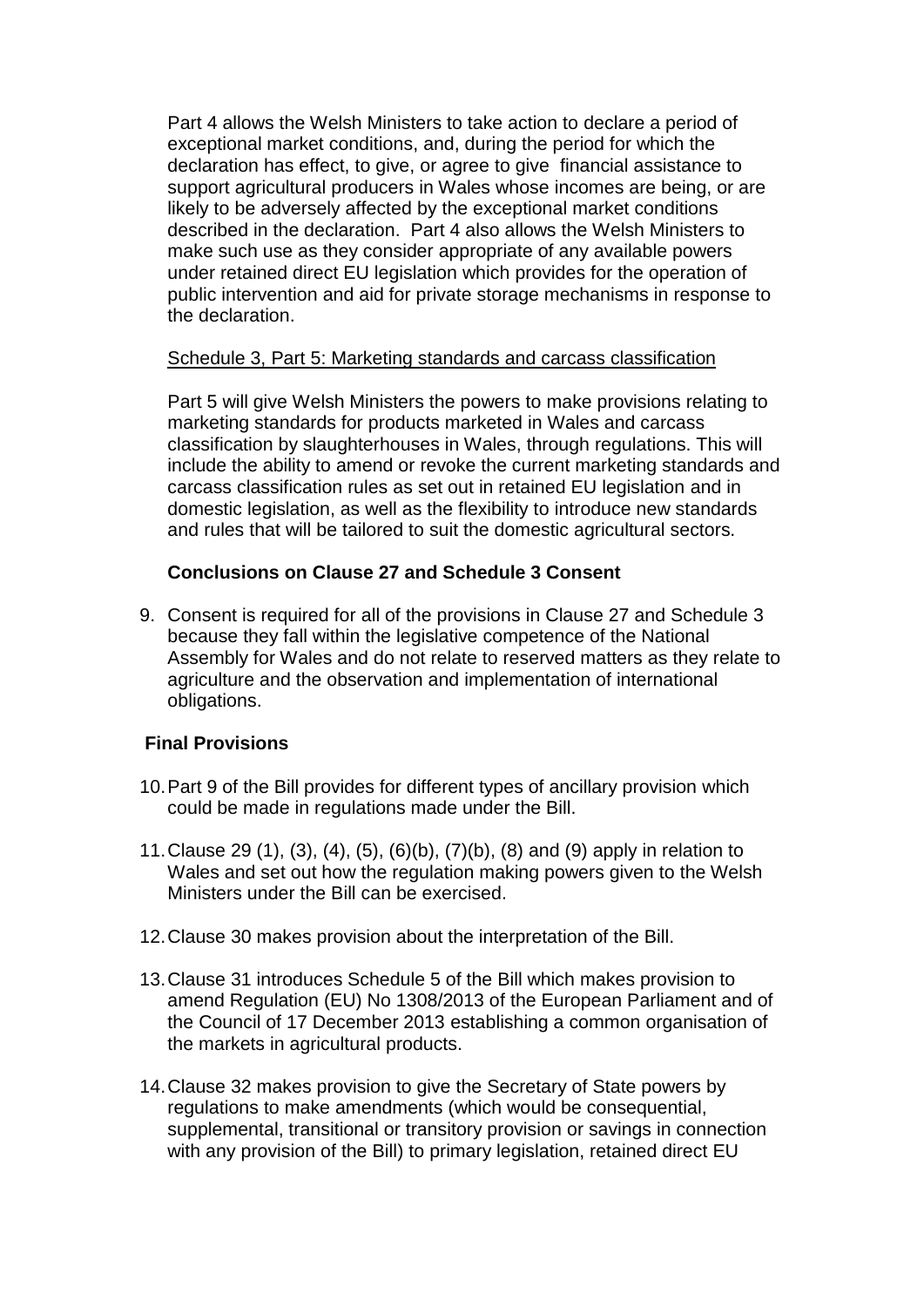Part 4 allows the Welsh Ministers to take action to declare a period of exceptional market conditions, and, during the period for which the declaration has effect, to give, or agree to give financial assistance to support agricultural producers in Wales whose incomes are being, or are likely to be adversely affected by the exceptional market conditions described in the declaration. Part 4 also allows the Welsh Ministers to make such use as they consider appropriate of any available powers under retained direct EU legislation which provides for the operation of public intervention and aid for private storage mechanisms in response to the declaration.

<u>Schedule 3, Part 5: Marketing standards and carcass classification</u>

Part 5 will give Welsh Ministers the powers to make provisions relating to marketing standards for products marketed in Wales and carcass classification by slaughterhouses in Wales, through regulations. This will include the ability to amend or revoke the current marketing standards and carcass classification rules as set out in retained EU legislation and in domestic legislation, as well as the flexibility to introduce new standards and rules that will be tailored to suit the domestic agricultural sectors.

**Conclusions on Clause 27 and Schedule 3 Consent**

9. Consent is required for all of the provisions in Clause 27 and Schedule 3 because they fall within the legislative competence of the National Assembly for Wales and do not relate to reserved matters as they relate to agriculture and the observation and implementation of international obligations.

**Final Provisions**

10. Part 9 of the Bill provides for different types of ancillary provision which could be made in regulations made under the Bill.

11. Clause 29 (1), (3), (4), (5), (6)(b), (7)(b), (8) and (9) apply in relation to Wales and set out how the regulation making powers given to the Welsh Ministers under the Bill can be exercised.

12. Clause 30 makes provision about the interpretation of the Bill.

13. Clause 31 introduces Schedule 5 of the Bill which makes provision to amend Regulation (EU) No 1308/2013 of the European Parliament and of the Council of 17 December 2013 establishing a common organisation of the markets in agricultural products.

14. Clause 32 makes provision to give the Secretary of State powers by regulations to make amendments (which would be consequential, supplemental, transitional or transitory provision or savings in connection with any provision of the Bill) to primary legislation, retained direct EU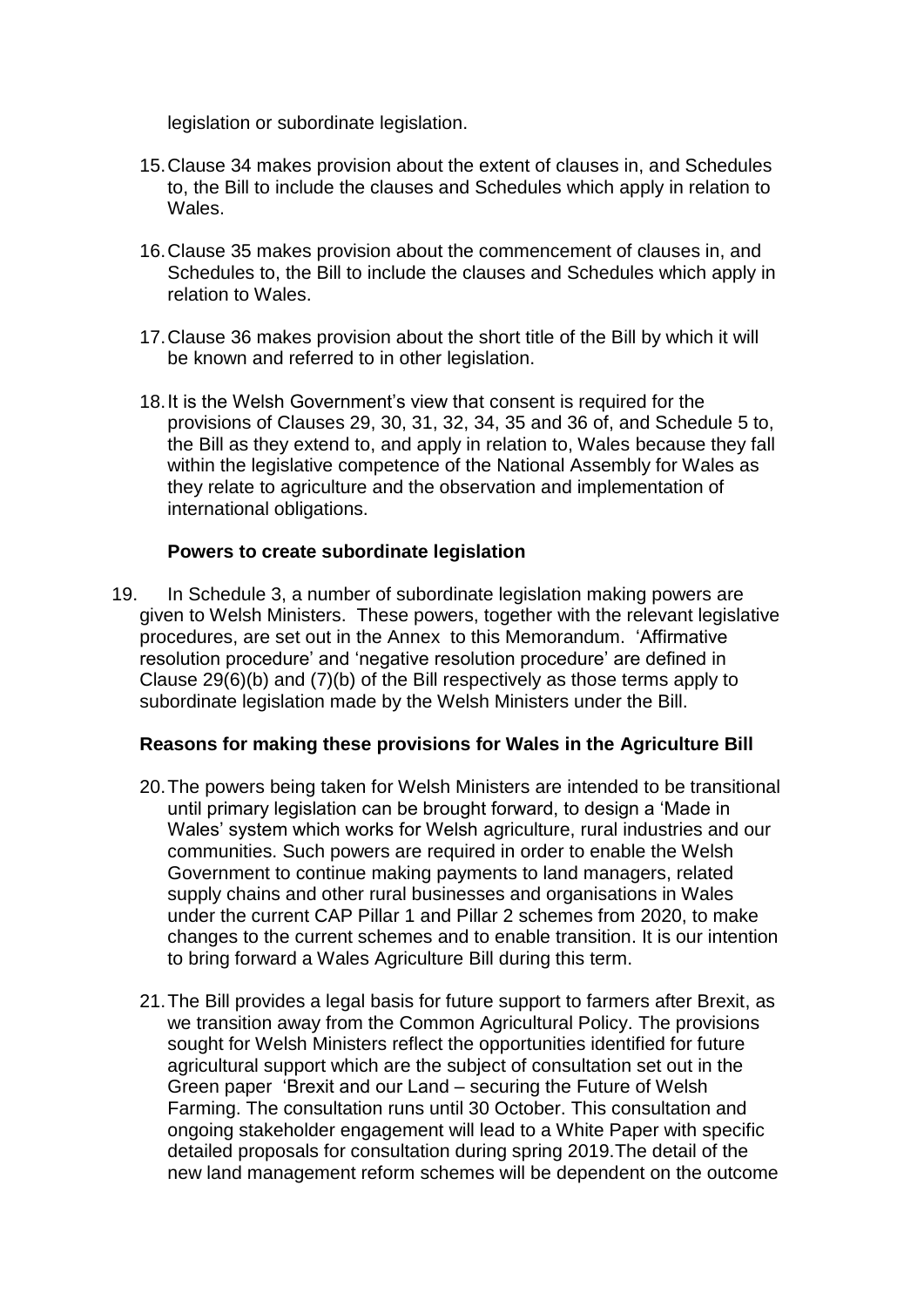legislation or subordinate legislation.

15. Clause 34 makes provision about the extent of clauses in, and Schedules to, the Bill to include the clauses and Schedules which apply in relation to Wales.

16. Clause 35 makes provision about the commencement of clauses in, and Schedules to, the Bill to include the clauses and Schedules which apply in relation to Wales.

17. Clause 36 makes provision about the short title of the Bill by which it will be known and referred to in other legislation.

18. It is the Welsh Government's view that consent is required for the provisions of Clauses 29, 30, 31, 32, 34, 35 and 36 of, and Schedule 5 to, the Bill as they extend to, and apply in relation to, Wales because they fall within the legislative competence of the National Assembly for Wales as they relate to agriculture and the observation and implementation of international obligations.

**Powers to create subordinate legislation**

19. In Schedule 3, a number of subordinate legislation making powers are given to Welsh Ministers. These powers, together with the relevant legislative procedures, are set out in the Annex to this Memorandum. 'Affirmative resolution procedure' and 'negative resolution procedure' are defined in Clause 29(6)(b) and (7)(b) of the Bill respectively as those terms apply to subordinate legislation made by the Welsh Ministers under the Bill.

**Reasons for making these provisions for Wales in the Agriculture Bill**

20. The powers being taken for Welsh Ministers are intended to be transitional until primary legislation can be brought forward, to design a 'Made in Wales' system which works for Welsh agriculture, rural industries and our communities. Such powers are required in order to enable the Welsh Government to continue making payments to land managers, related supply chains and other rural businesses and organisations in Wales under the current CAP Pillar 1 and Pillar 2 schemes from 2020, to make changes to the current schemes and to enable transition. It is our intention to bring forward a Wales Agriculture Bill during this term.

21. The Bill provides a legal basis for future support to farmers after Brexit, as we transition away from the Common Agricultural Policy. The provisions sought for Welsh Ministers reflect the opportunities identified for future agricultural support which are the subject of consultation set out in the Green paper 'Brexit and our Land – securing the Future of Welsh Farming. The consultation runs until 30 October. This consultation and ongoing stakeholder engagement will lead to a White Paper with specific detailed proposals for consultation during spring 2019.The detail of the new land management reform schemes will be dependent on the outcome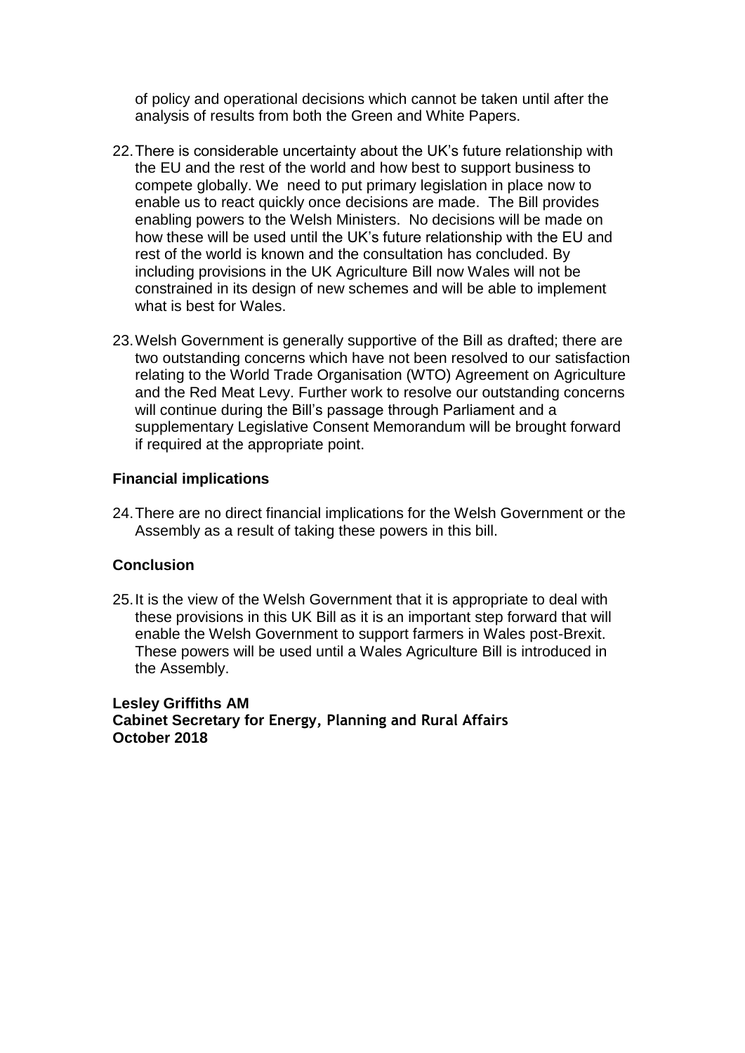of policy and operational decisions which cannot be taken until after the analysis of results from both the Green and White Papers.

22. There is considerable uncertainty about the UK's future relationship with the EU and the rest of the world and how best to support business to compete globally. We need to put primary legislation in place now to enable us to react quickly once decisions are made. The Bill provides enabling powers to the Welsh Ministers. No decisions will be made on how these will be used until the UK's future relationship with the EU and rest of the world is known and the consultation has concluded. By including provisions in the UK Agriculture Bill now Wales will not be constrained in its design of new schemes and will be able to implement what is best for Wales.

23. Welsh Government is generally supportive of the Bill as drafted; there are two outstanding concerns which have not been resolved to our satisfaction relating to the World Trade Organisation (WTO) Agreement on Agriculture and the Red Meat Levy. Further work to resolve our outstanding concerns will continue during the Bill's passage through Parliament and a supplementary Legislative Consent Memorandum will be brought forward if required at the appropriate point.

### Financial implications

24. There are no direct financial implications for the Welsh Government or the Assembly as a result of taking these powers in this bill.

### Conclusion

25. It is the view of the Welsh Government that it is appropriate to deal with these provisions in this UK Bill as it is an important step forward that will enable the Welsh Government to support farmers in Wales post-Brexit. These powers will be used until a Wales Agriculture Bill is introduced in the Assembly.

**Lesley Griffiths AM**
**Cabinet Secretary for Energy, Planning and Rural Affairs**
**October 2018**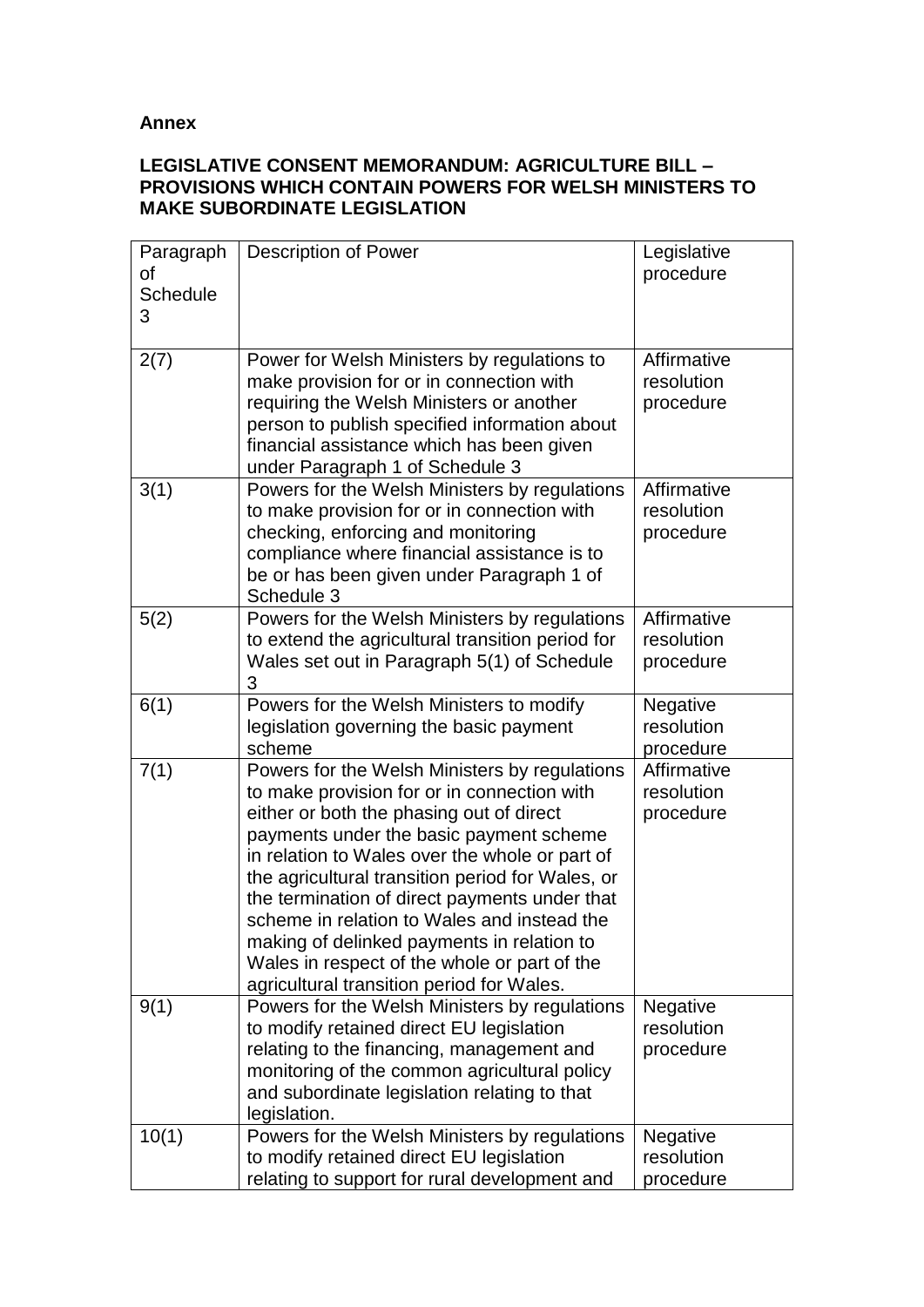**Annex**

**LEGISLATIVE CONSENT MEMORANDUM: AGRICULTURE BILL – PROVISIONS WHICH CONTAIN POWERS FOR WELSH MINISTERS TO MAKE SUBORDINATE LEGISLATION**

| Paragraph of Schedule 3 | Description of Power | Legislative procedure |
|---|---|---|
| 2(7) | Power for Welsh Ministers by regulations to make provision for or in connection with requiring the Welsh Ministers or another person to publish specified information about financial assistance which has been given under Paragraph 1 of Schedule 3 | Affirmative resolution procedure |
| 3(1) | Powers for the Welsh Ministers by regulations to make provision for or in connection with checking, enforcing and monitoring compliance where financial assistance is to be or has been given under Paragraph 1 of Schedule 3 | Affirmative resolution procedure |
| 5(2) | Powers for the Welsh Ministers by regulations to extend the agricultural transition period for Wales set out in Paragraph 5(1) of Schedule 3 | Affirmative resolution procedure |
| 6(1) | Powers for the Welsh Ministers to modify legislation governing the basic payment scheme | Negative resolution procedure |
| 7(1) | Powers for the Welsh Ministers by regulations to make provision for or in connection with either or both the phasing out of direct payments under the basic payment scheme in relation to Wales over the whole or part of the agricultural transition period for Wales, or the termination of direct payments under that scheme in relation to Wales and instead the making of delinked payments in relation to Wales in respect of the whole or part of the agricultural transition period for Wales. | Affirmative resolution procedure |
| 9(1) | Powers for the Welsh Ministers by regulations to modify retained direct EU legislation relating to the financing, management and monitoring of the common agricultural policy and subordinate legislation relating to that legislation. | Negative resolution procedure |
| 10(1) | Powers for the Welsh Ministers by regulations to modify retained direct EU legislation relating to support for rural development and | Negative resolution procedure |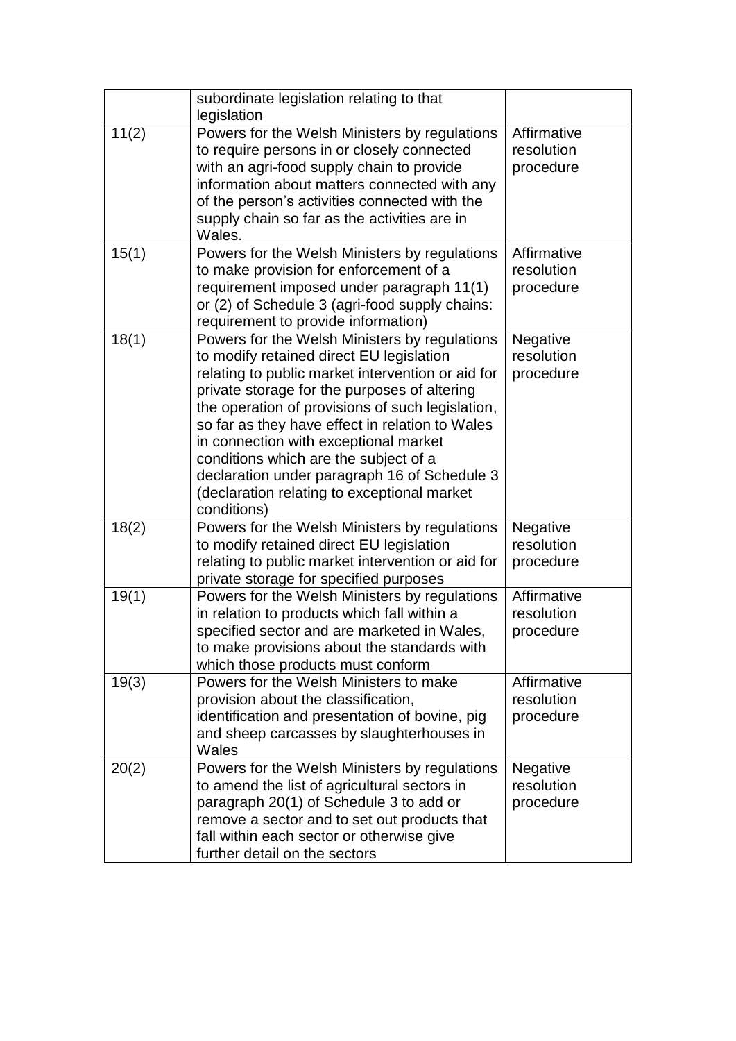| | | |
|---|---|---|
| | subordinate legislation relating to that legislation | |
| 11(2) | Powers for the Welsh Ministers by regulations to require persons in or closely connected with an agri-food supply chain to provide information about matters connected with any of the person's activities connected with the supply chain so far as the activities are in Wales. | Affirmative resolution procedure |
| 15(1) | Powers for the Welsh Ministers by regulations to make provision for enforcement of a requirement imposed under paragraph 11(1) or (2) of Schedule 3 (agri-food supply chains: requirement to provide information) | Affirmative resolution procedure |
| 18(1) | Powers for the Welsh Ministers by regulations to modify retained direct EU legislation relating to public market intervention or aid for private storage for the purposes of altering the operation of provisions of such legislation, so far as they have effect in relation to Wales in connection with exceptional market conditions which are the subject of a declaration under paragraph 16 of Schedule 3 (declaration relating to exceptional market conditions) | Negative resolution procedure |
| 18(2) | Powers for the Welsh Ministers by regulations to modify retained direct EU legislation relating to public market intervention or aid for private storage for specified purposes | Negative resolution procedure |
| 19(1) | Powers for the Welsh Ministers by regulations in relation to products which fall within a specified sector and are marketed in Wales, to make provisions about the standards with which those products must conform | Affirmative resolution procedure |
| 19(3) | Powers for the Welsh Ministers to make provision about the classification, identification and presentation of bovine, pig and sheep carcasses by slaughterhouses in Wales | Affirmative resolution procedure |
| 20(2) | Powers for the Welsh Ministers by regulations to amend the list of agricultural sectors in paragraph 20(1) of Schedule 3 to add or remove a sector and to set out products that fall within each sector or otherwise give further detail on the sectors | Negative resolution procedure |